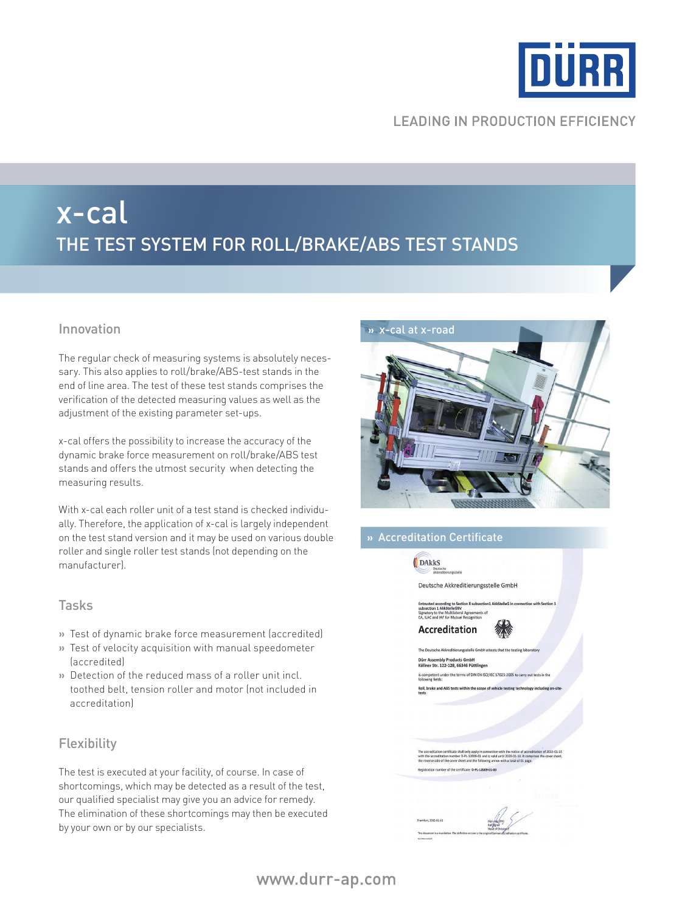DÜRR

LEADING IN PRODUCTION EFFICIENCY

# x-cal

## THE TEST SYSTEM FOR ROLL/BRAKE/ABS TEST STANDS

### Innovation

The regular check of measuring systems is absolutely necessary. This also applies to roll/brake/ABS-test stands in the end of line area. The test of these test stands comprises the verification of the detected measuring values as well as the adjustment of the existing parameter set-ups.

x-cal offers the possibility to increase the accuracy of the dynamic brake force measurement on roll/brake/ABS test stands and offers the utmost security when detecting the measuring results.

With x-cal each roller unit of a test stand is checked individually. Therefore, the application of x-cal is largely independent on the test stand version and it may be used on various double roller and single roller test stands (not depending on the manufacturer).

### Tasks

- » Test of dynamic brake force measurement (accredited)
- » Test of velocity acquisition with manual speedometer (accredited)
- » Detection of the reduced mass of a roller unit incl. toothed belt, tension roller and motor (not included in accreditation)

### Flexibility

The test is executed at your facility, of course. In case of shortcomings, which may be detected as a result of the test, our qualified specialist may give you an advice for remedy. The elimination of these shortcomings may then be executed by your own or by our specialists.

» x-cal at x-road

» Accreditation Certificate

DAkkS Deutsche Akkreditierungsstelle

Deutsche Akkreditierungsstelle GmbH

Entrusted according to Section 8 subsection1 AkkStelleG in connection with Section 1 subsection 1 AkkStelleGBV
Signatory to the Multilateral Agreements of EA, ILAC and IAF for Mutual Recognition

**Accreditation**

The Deutsche Akkreditierungsstelle GmbH attests that the testing laboratory

**Dürr Assembly Products GmbH**
**Köllner Str. 122-128, 66346 Püttlingen**

is competent under the terms of DIN EN ISO/IEC 17025:2005 to carry out tests in the following fields:

**Roll, brake and ABS tests within the scope of vehicle testing technology including on-site-tests**

The accreditation certificate shall only apply in connection with the notice of accreditation of 2015-01-15 with the accreditation number D-PL-12009-01 and is valid until 2020-01-14. It comprises the cover sheet, the reverse side of the cover sheet and the following annex with a total of 01 page.

Registration number of the certificate: D-PL-12009-01-00

Frankfurt, 2015-01-15

Dipl.-Ing. (FH) Ralf Egner
Head of Division 2

This document is a translation. The definitive version is the original German accreditation certificate.

www.durr-ap.com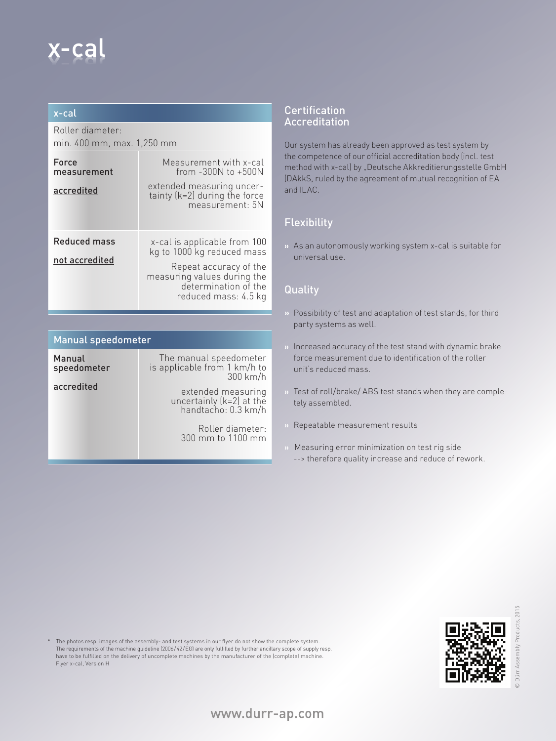# x-cal

| x-cal | |
|---|---|
| Roller diameter: min. 400 mm, max. 1,250 mm | |
| **Force measurement**<br><br>accredited | Measurement with x-cal from -300N to +500N<br><br>extended measuring uncertainty (k=2) during the force measurement: 5N |
| **Reduced mass**<br><br>not accredited | x-cal is applicable from 100 kg to 1000 kg reduced mass<br><br>Repeat accuracy of the measuring values during the determination of the reduced mass: 4.5 kg |

| Manual speedometer | |
|---|---|
| **Manual speedometer**<br><br>accredited | The manual speedometer is applicable from 1 km/h to 300 km/h<br><br>extended measuring uncertainly (k=2) at the handtacho: 0.3 km/h<br><br>Roller diameter: 300 mm to 1100 mm |

## Certification Accreditation

Our system has already been approved as test system by the competence of our official accreditation body (incl. test method with x-cal) by „Deutsche Akkreditierungsstelle GmbH (DAkkS, ruled by the agreement of mutual recognition of EA and ILAC.

## Flexibility

- As an autonomously working system x-cal is suitable for universal use.

## Quality

- Possibility of test and adaptation of test stands, for third party systems as well.
- Increased accuracy of the test stand with dynamic brake force measurement due to identification of the roller unit's reduced mass.
- Test of roll/brake/ ABS test stands when they are completely assembled.
- Repeatable measurement results
- Measuring error minimization on test rig side --> therefore quality increase and reduce of rework.

* The photos resp. images of the assembly- and test systems in our flyer do not show the complete system. The requirements of the machine guideline (2006/42/EG) are only fulfilled by further ancillary scope of supply resp. have to be fulfilled on the delivery of uncomplete machines by the manufacturer of the (complete) machine.
Flyer x-cal, Version H

© Dürr Assembly Products, 2015

www.durr-ap.com